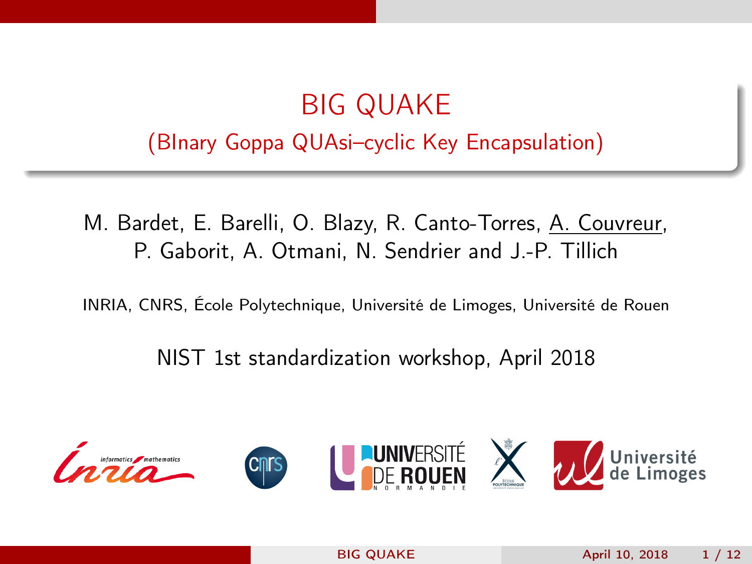# BIG QUAKE

## (BInary Goppa QUAsi–cyclic Key Encapsulation)

M. Bardet, E. Barelli, O. Blazy, R. Canto-Torres, A. Couvreur, P. Gaborit, A. Otmani, N. Sendrier and J.-P. Tillich

INRIA, CNRS, École Polytechnique, Université de Limoges, Université de Rouen

NIST 1st standardization workshop, April 2018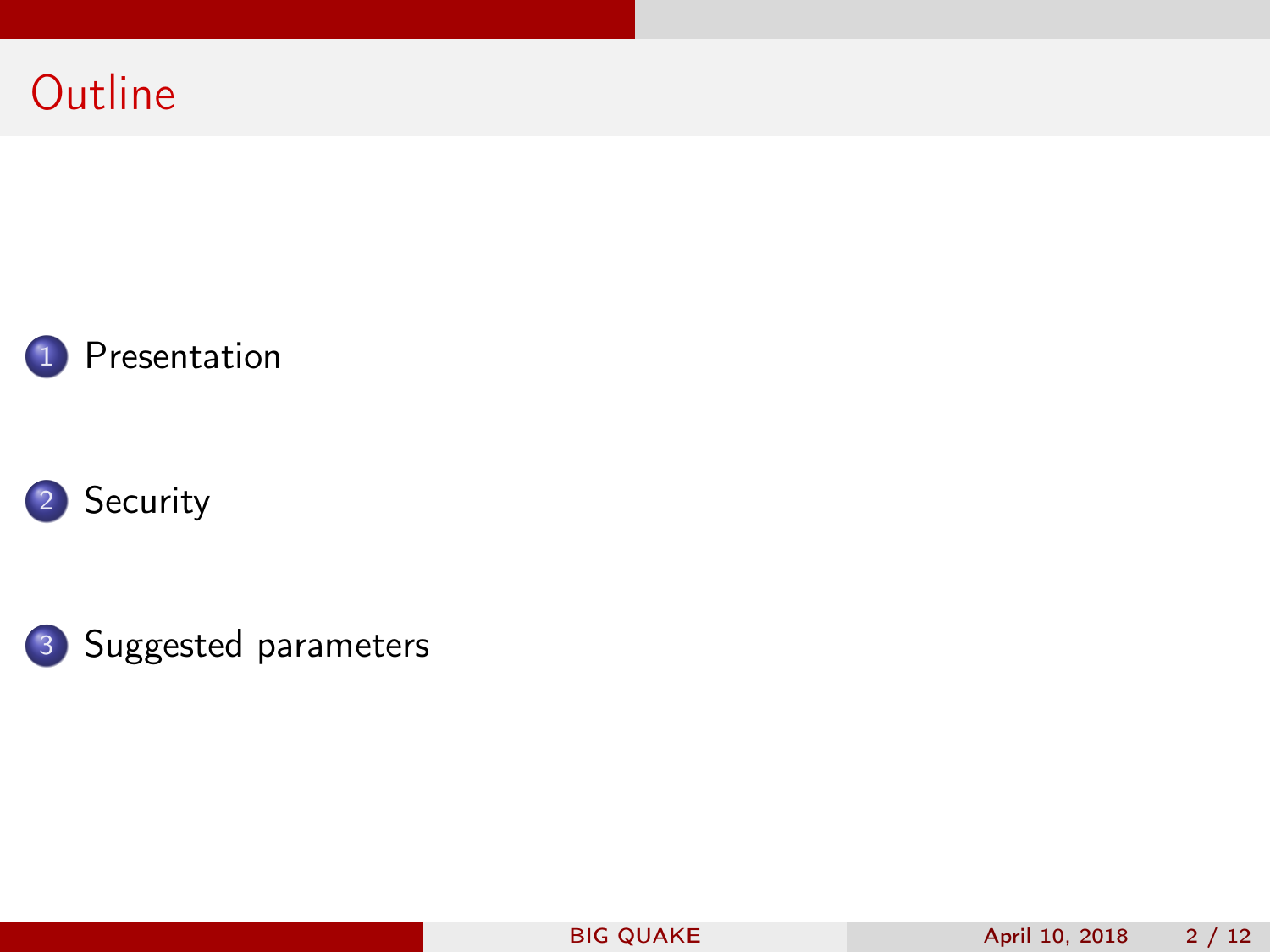# Outline

1. Presentation
2. Security
3. Suggested parameters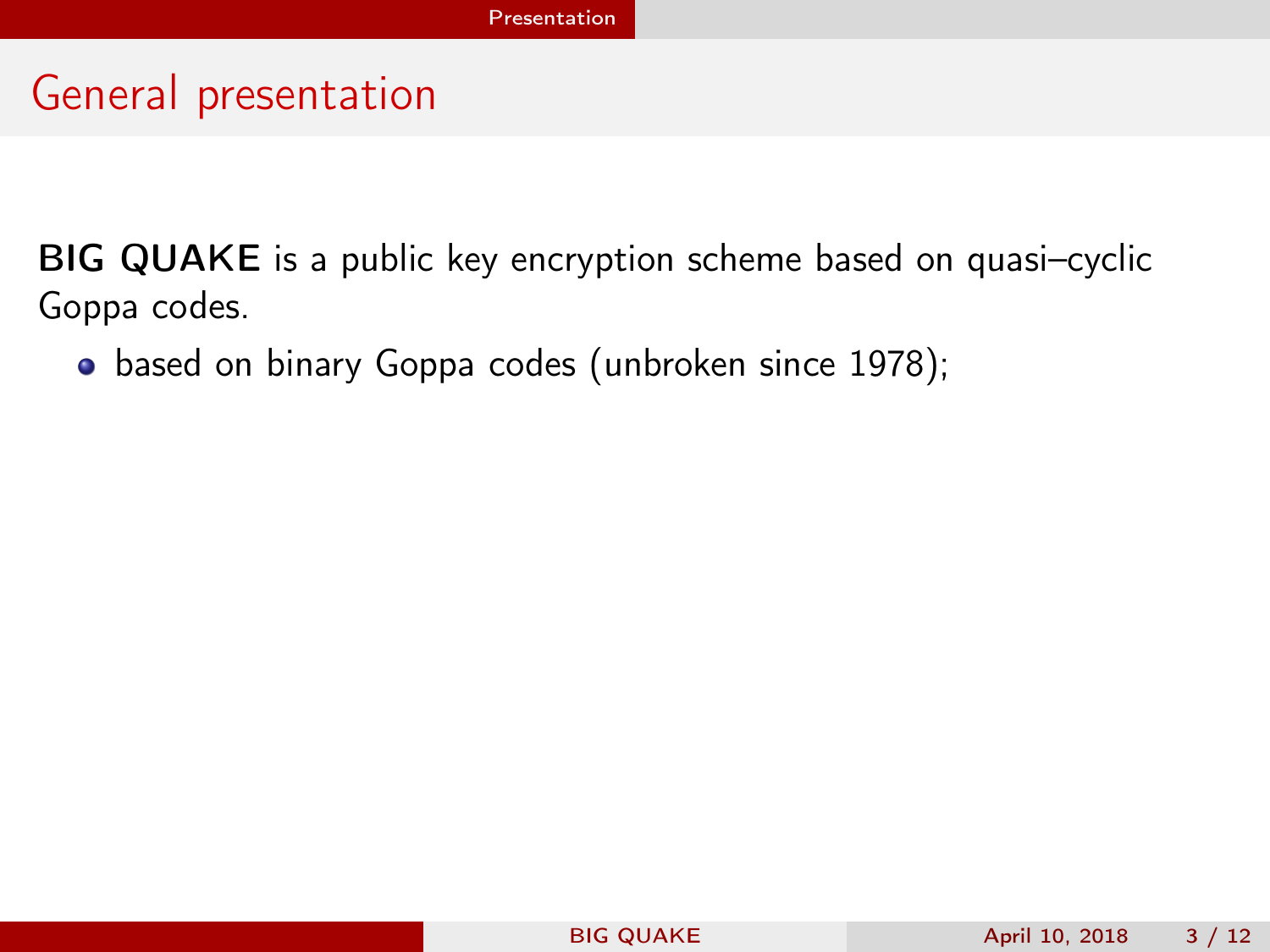## General presentation

**BIG QUAKE** is a public key encryption scheme based on quasi–cyclic Goppa codes.

- based on binary Goppa codes (unbroken since 1978);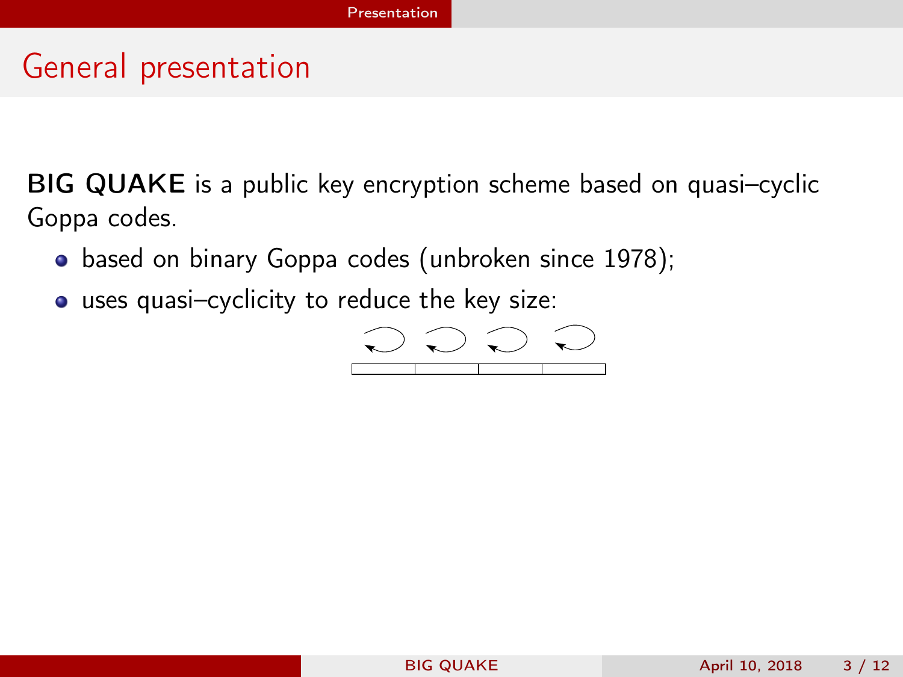## General presentation

**BIG QUAKE** is a public key encryption scheme based on quasi–cyclic Goppa codes.

- based on binary Goppa codes (unbroken since 1978);
- uses quasi–cyclicity to reduce the key size: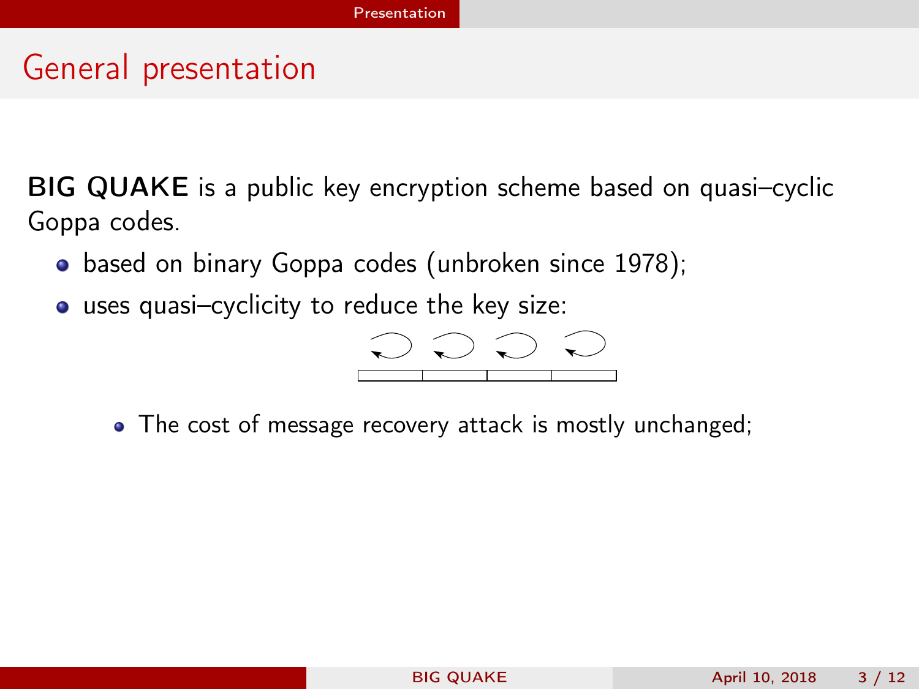# General presentation

**BIG QUAKE** is a public key encryption scheme based on quasi–cyclic Goppa codes.

- based on binary Goppa codes (unbroken since 1978);
- uses quasi–cyclicity to reduce the key size:
  - The cost of message recovery attack is mostly unchanged;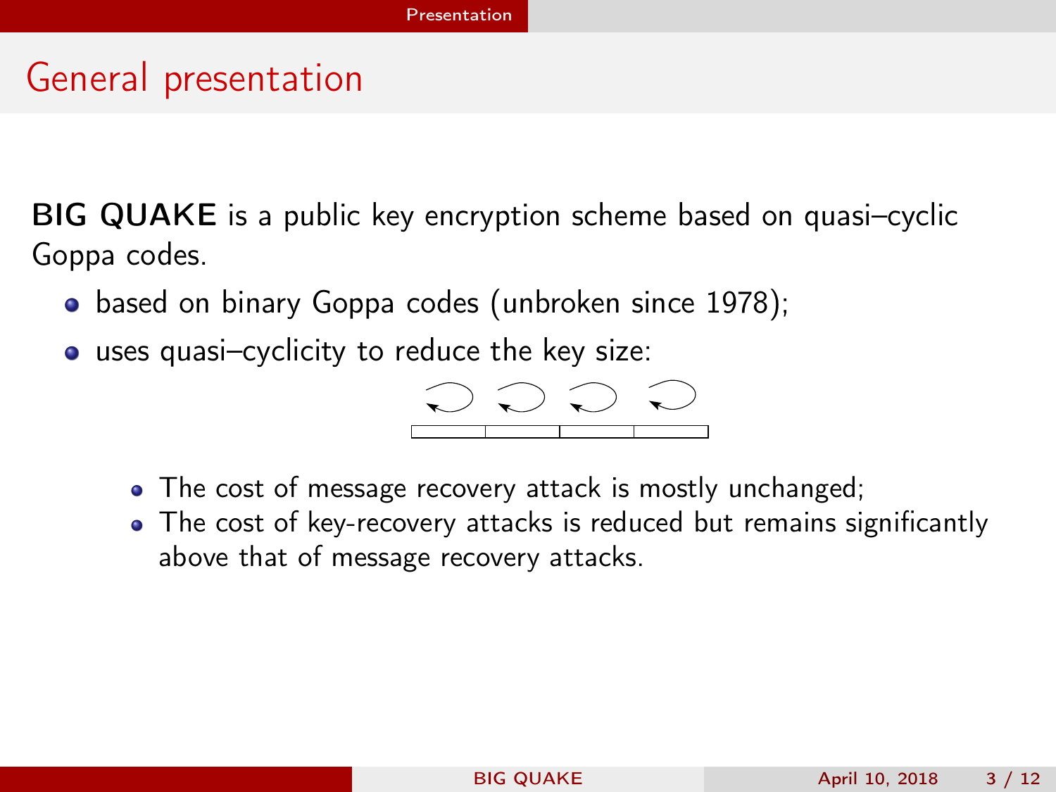# General presentation

**BIG QUAKE** is a public key encryption scheme based on quasi–cyclic Goppa codes.

- based on binary Goppa codes (unbroken since 1978);
- uses quasi–cyclicity to reduce the key size:
  - The cost of message recovery attack is mostly unchanged;
  - The cost of key-recovery attacks is reduced but remains significantly above that of message recovery attacks.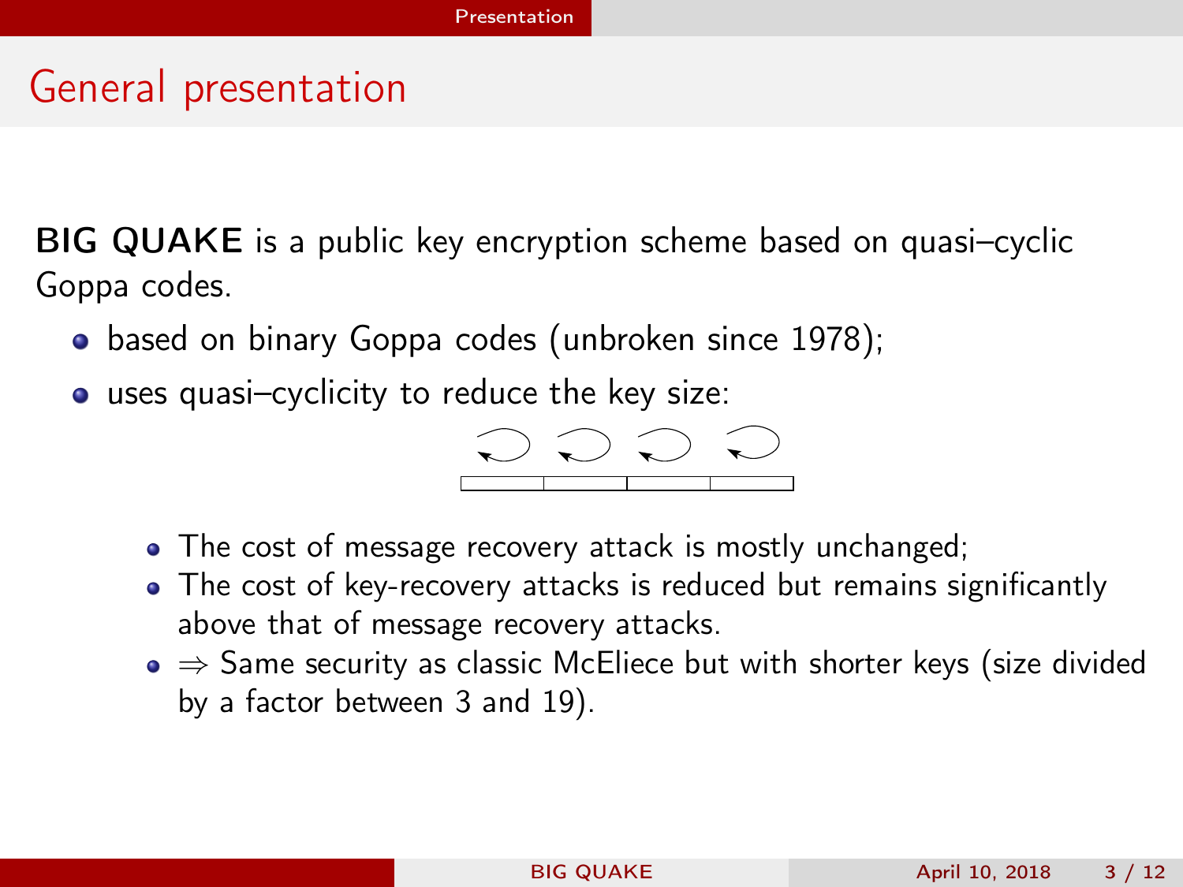# General presentation

**BIG QUAKE** is a public key encryption scheme based on quasi–cyclic Goppa codes.

- based on binary Goppa codes (unbroken since 1978);
- uses quasi–cyclicity to reduce the key size:
  - The cost of message recovery attack is mostly unchanged;
  - The cost of key-recovery attacks is reduced but remains significantly above that of message recovery attacks.
  - $\Rightarrow$ Same security as classic McEliece but with shorter keys (size divided by a factor between 3 and 19).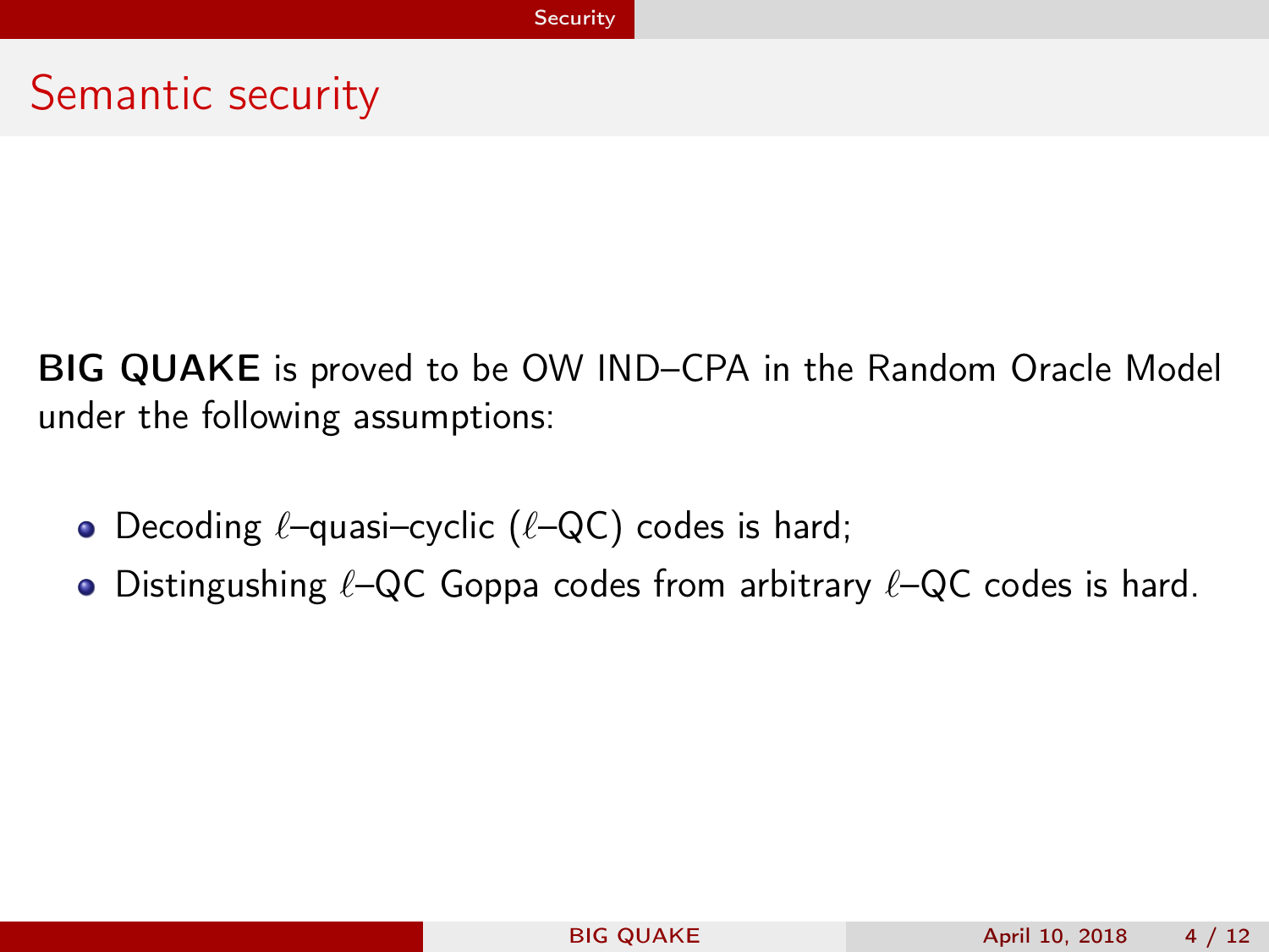# Semantic security

**BIG QUAKE** is proved to be OW IND–CPA in the Random Oracle Model under the following assumptions:

- Decoding $\ell$–quasi–cyclic ($\ell$–QC) codes is hard;
- Distingushing $\ell$–QC Goppa codes from arbitrary $\ell$–QC codes is hard.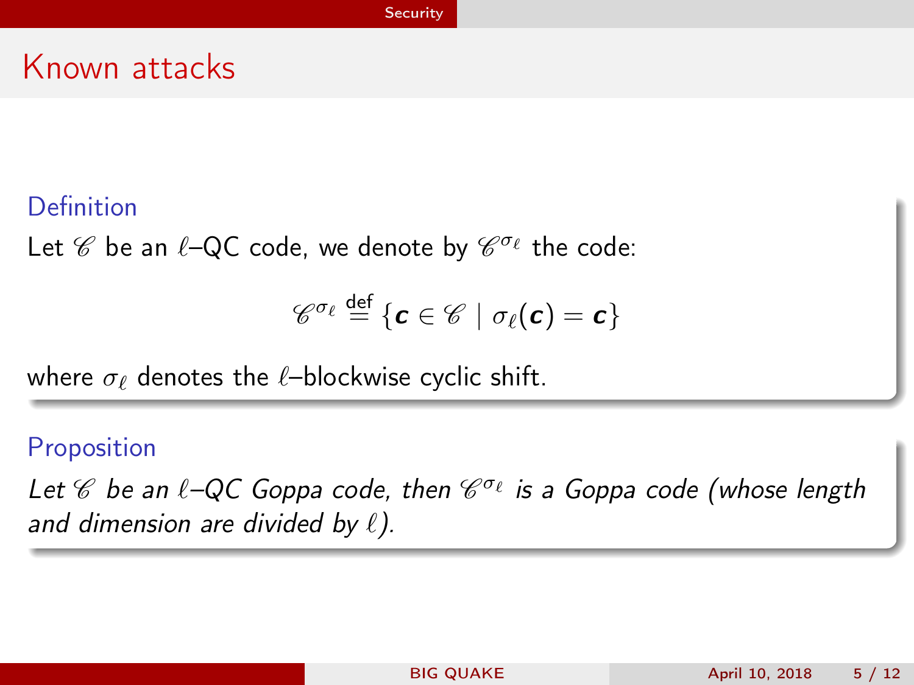# Known attacks

**Definition**

Let $\mathscr{C}$ be an $\ell$–QC code, we denote by $\mathscr{C}^{\sigma_\ell}$ the code:

$$\mathscr{C}^{\sigma_\ell} \stackrel{\text{def}}{=} \{\boldsymbol{c} \in \mathscr{C} \mid \sigma_\ell(\boldsymbol{c}) = \boldsymbol{c}\}$$

where $\sigma_\ell$ denotes the $\ell$–blockwise cyclic shift.

**Proposition**

*Let $\mathscr{C}$ be an $\ell$–QC Goppa code, then $\mathscr{C}^{\sigma_\ell}$ is a Goppa code (whose length and dimension are divided by $\ell$).*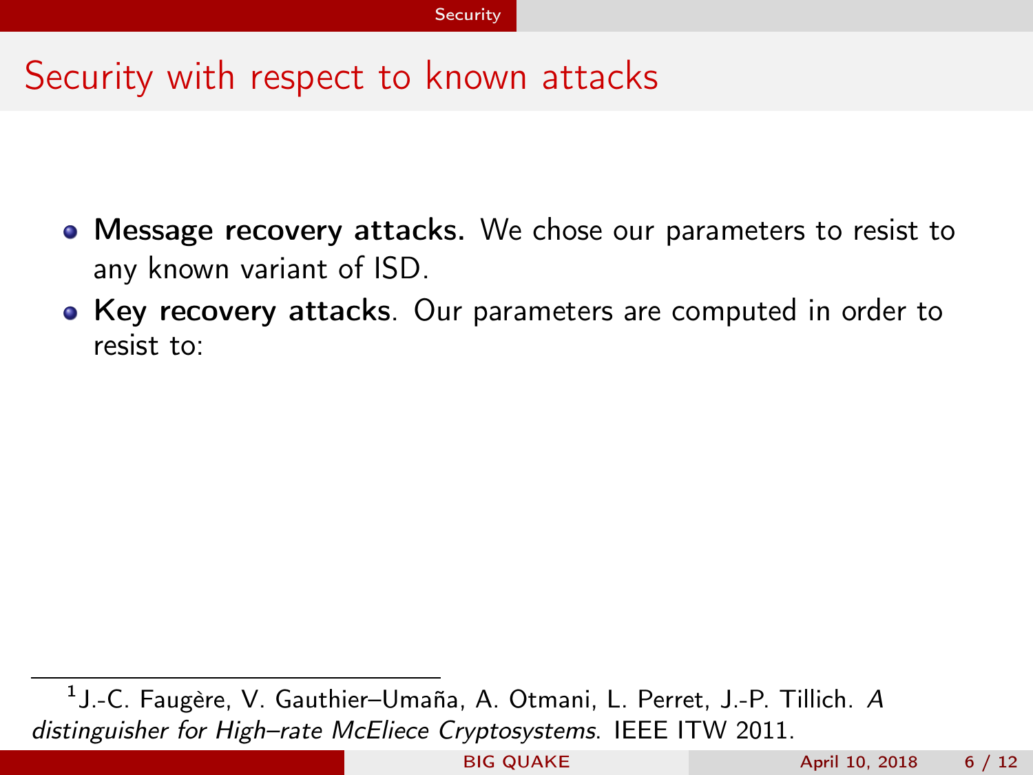# Security with respect to known attacks

- **Message recovery attacks.** We chose our parameters to resist to any known variant of ISD.
- **Key recovery attacks**. Our parameters are computed in order to resist to:

[1] J.-C. Faugère, V. Gauthier–Umaña, A. Otmani, L. Perret, J.-P. Tillich. *A distinguisher for High–rate McEliece Cryptosystems*. IEEE ITW 2011.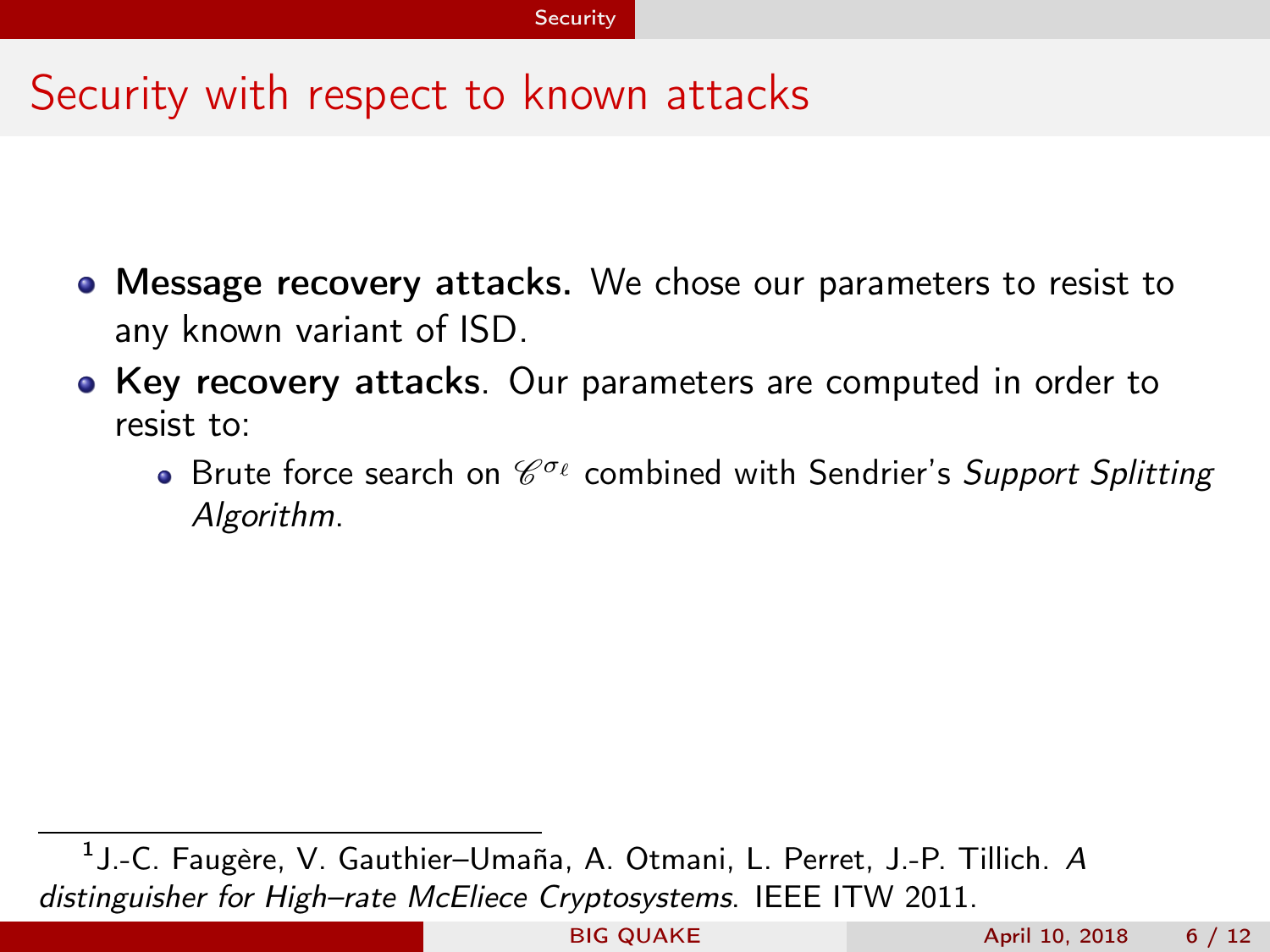# Security with respect to known attacks

- **Message recovery attacks.** We chose our parameters to resist to any known variant of ISD.
- **Key recovery attacks**. Our parameters are computed in order to resist to:
  - Brute force search on $\mathscr{C}^{\sigma_\ell}$ combined with Sendrier's *Support Splitting Algorithm*.

[1] J.-C. Faugère, V. Gauthier–Umaña, A. Otmani, L. Perret, J.-P. Tillich. *A distinguisher for High–rate McEliece Cryptosystems*. IEEE ITW 2011.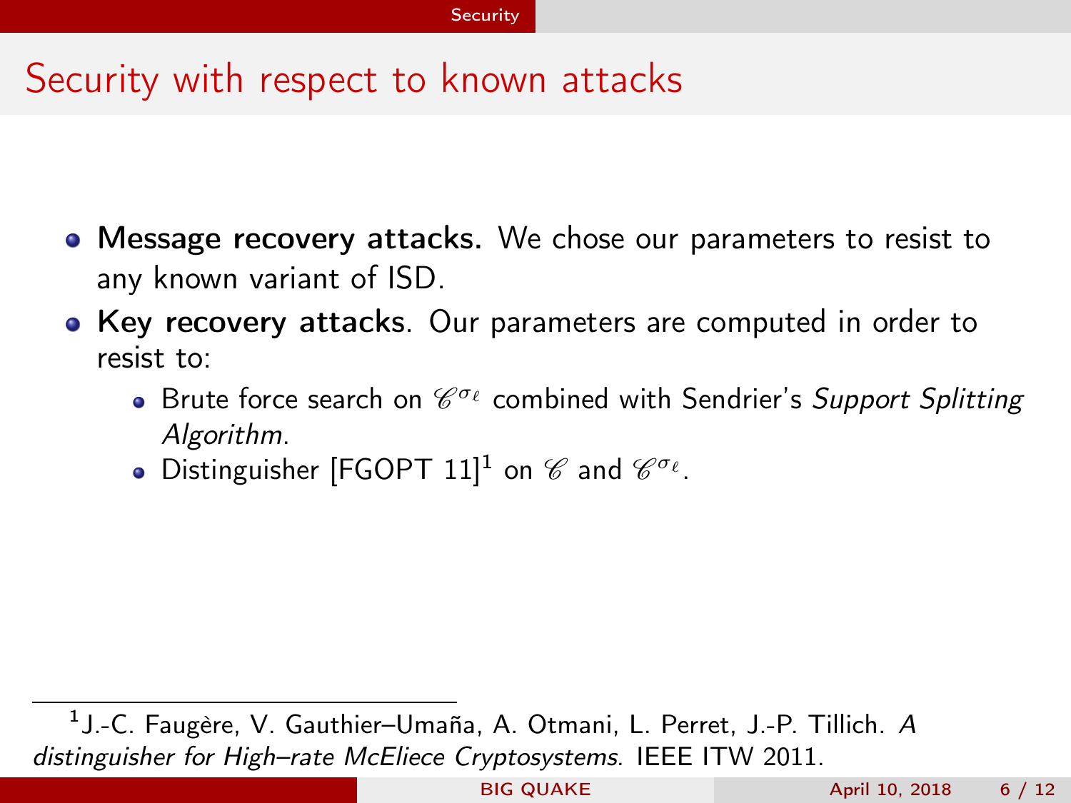# Security with respect to known attacks

- **Message recovery attacks.** We chose our parameters to resist to any known variant of ISD.
- **Key recovery attacks**. Our parameters are computed in order to resist to:
  - Brute force search on $\mathscr{C}^{\sigma_\ell}$ combined with Sendrier's *Support Splitting Algorithm*.
  - Distinguisher [FGOPT 11][1] on $\mathscr{C}$ and $\mathscr{C}^{\sigma_\ell}$.

[1] J.-C. Faugère, V. Gauthier–Umaña, A. Otmani, L. Perret, J.-P. Tillich. *A distinguisher for High–rate McEliece Cryptosystems*. IEEE ITW 2011.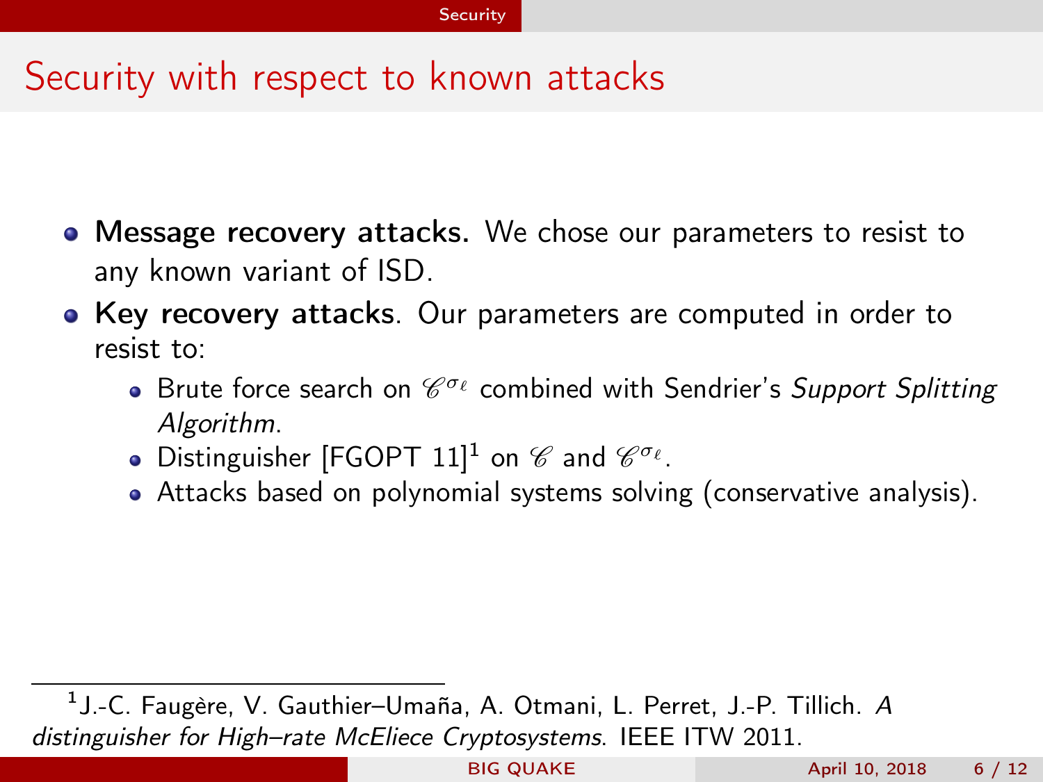# Security with respect to known attacks

- **Message recovery attacks.** We chose our parameters to resist to any known variant of ISD.
- **Key recovery attacks**. Our parameters are computed in order to resist to:
  - Brute force search on $\mathscr{C}^{\sigma_\ell}$ combined with Sendrier's *Support Splitting Algorithm*.
  - Distinguisher [FGOPT 11][1] on $\mathscr{C}$ and $\mathscr{C}^{\sigma_\ell}$.
  - Attacks based on polynomial systems solving (conservative analysis).

[1] J.-C. Faugère, V. Gauthier–Umaña, A. Otmani, L. Perret, J.-P. Tillich. *A distinguisher for High–rate McEliece Cryptosystems*. IEEE ITW 2011.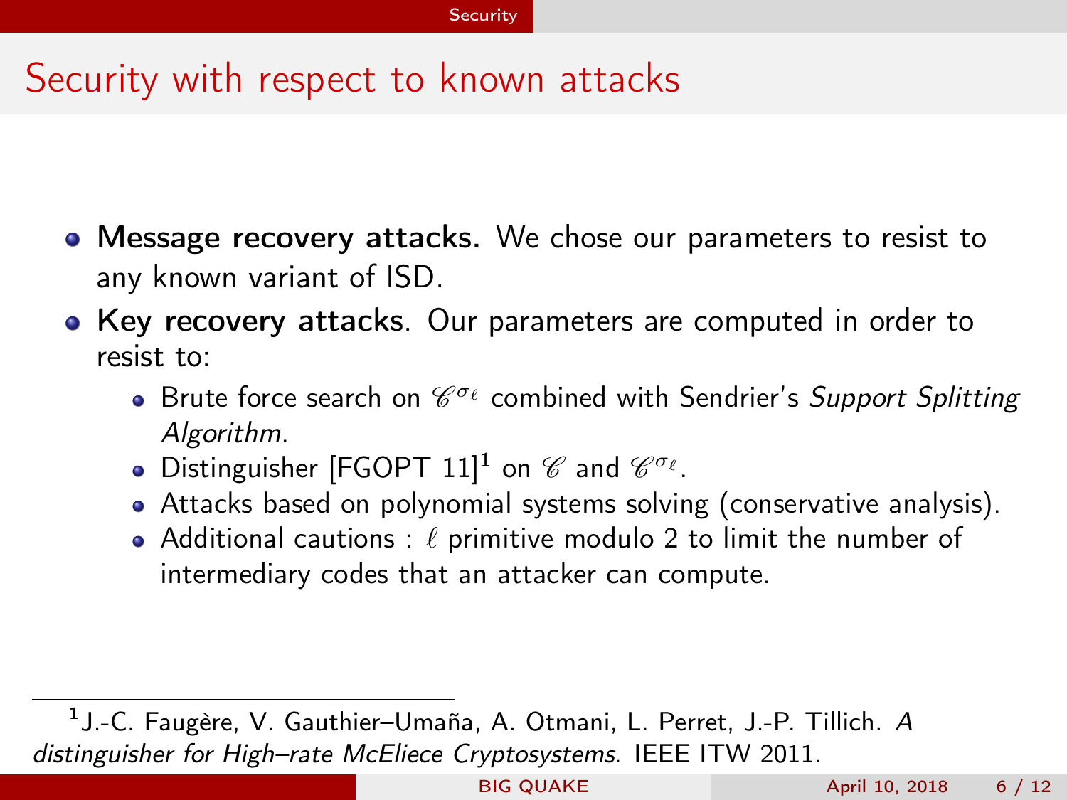# Security with respect to known attacks

- **Message recovery attacks.** We chose our parameters to resist to any known variant of ISD.
- **Key recovery attacks**. Our parameters are computed in order to resist to:
  - Brute force search on $\mathscr{C}^{\sigma_\ell}$ combined with Sendrier's *Support Splitting Algorithm*.
  - Distinguisher [FGOPT 11][1] on $\mathscr{C}$ and $\mathscr{C}^{\sigma_\ell}$.
  - Attacks based on polynomial systems solving (conservative analysis).
  - Additional cautions : $\ell$ primitive modulo 2 to limit the number of intermediary codes that an attacker can compute.

---

[1] J.-C. Faugère, V. Gauthier–Umaña, A. Otmani, L. Perret, J.-P. Tillich. *A distinguisher for High–rate McEliece Cryptosystems*. IEEE ITW 2011.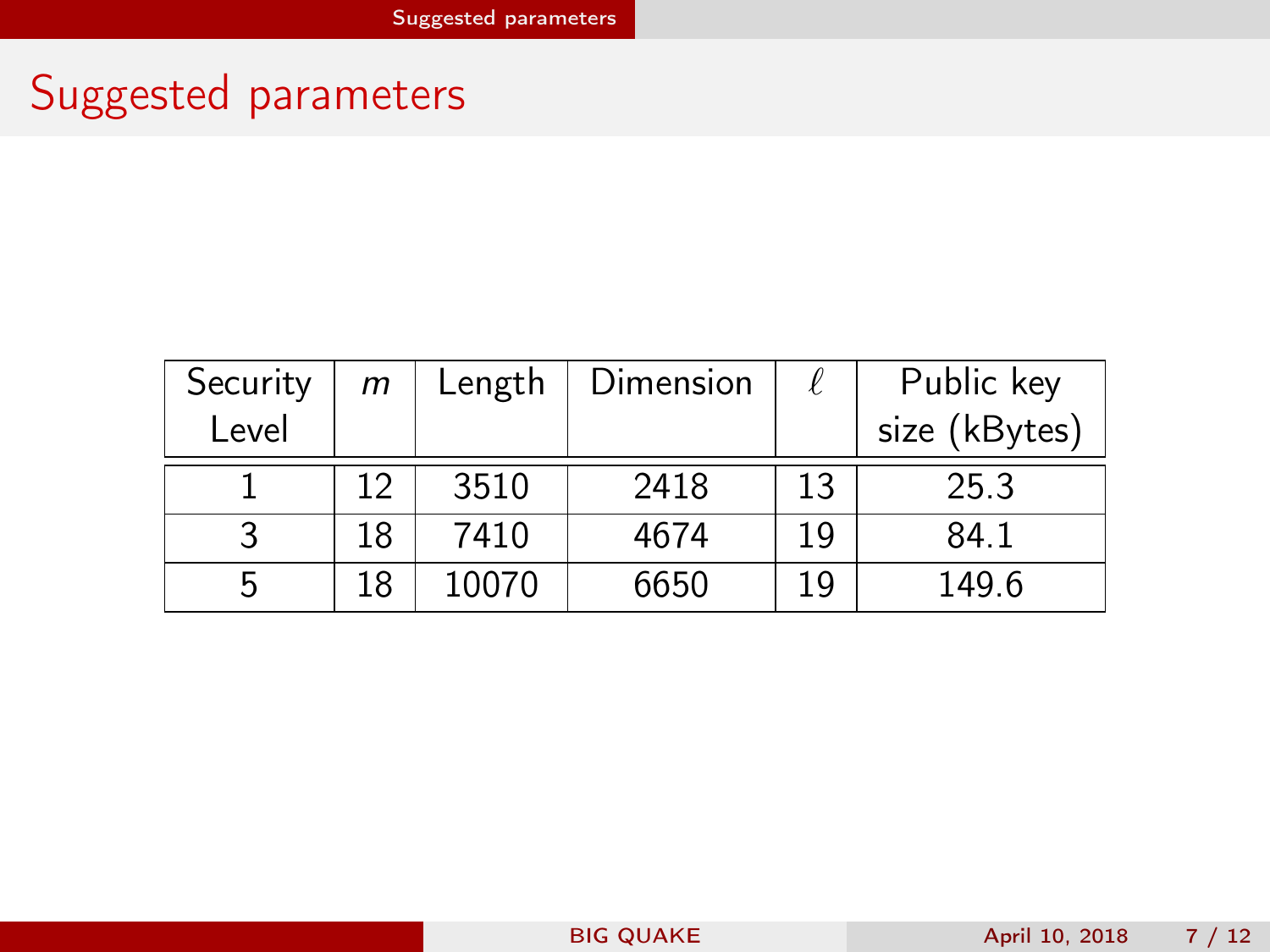# Suggested parameters

| Security Level | $m$ | Length | Dimension | $\ell$ | Public key size (kBytes) |
|---|---|---|---|---|---|
| 1 | 12 | 3510 | 2418 | 13 | 25.3 |
| 3 | 18 | 7410 | 4674 | 19 | 84.1 |
| 5 | 18 | 10070 | 6650 | 19 | 149.6 |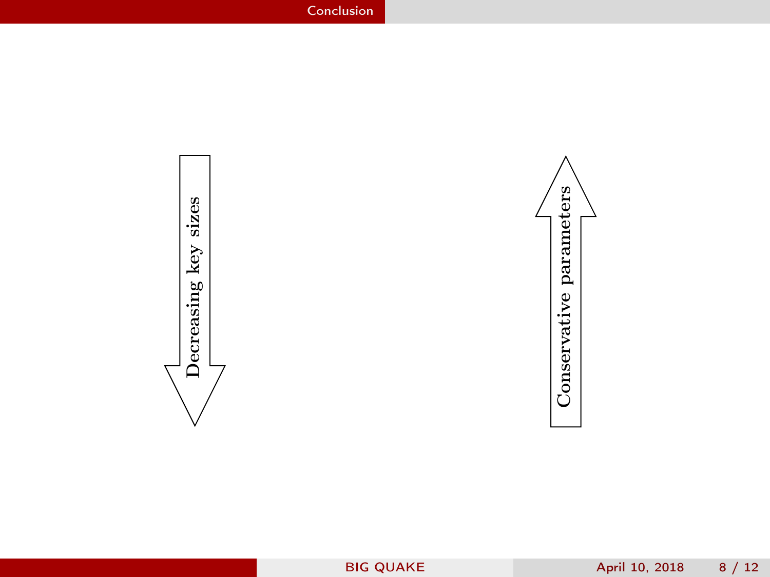Decreasing key sizes

Conservative parameters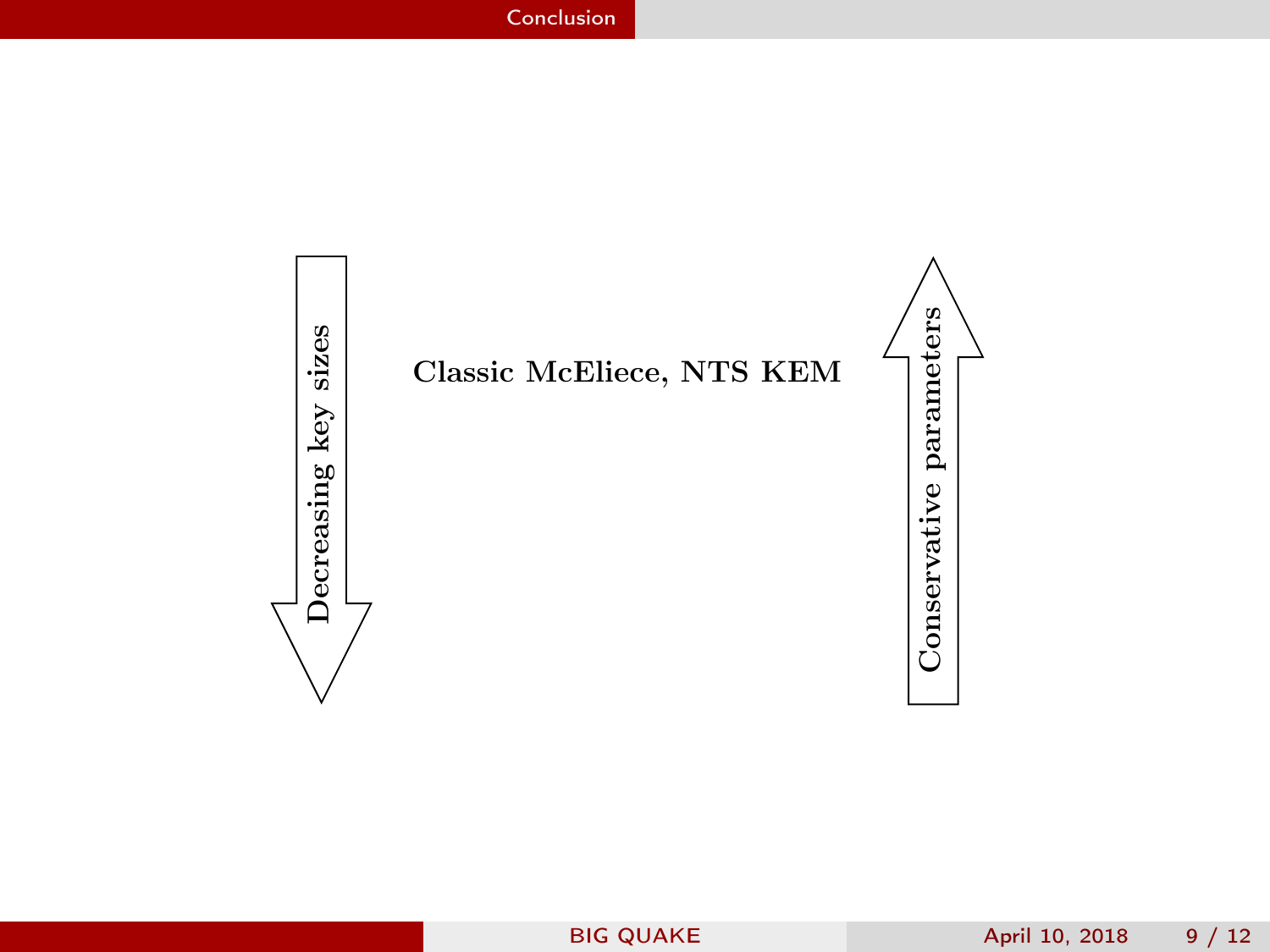Decreasing key sizes

**Classic McEliece, NTS KEM**

Conservative parameters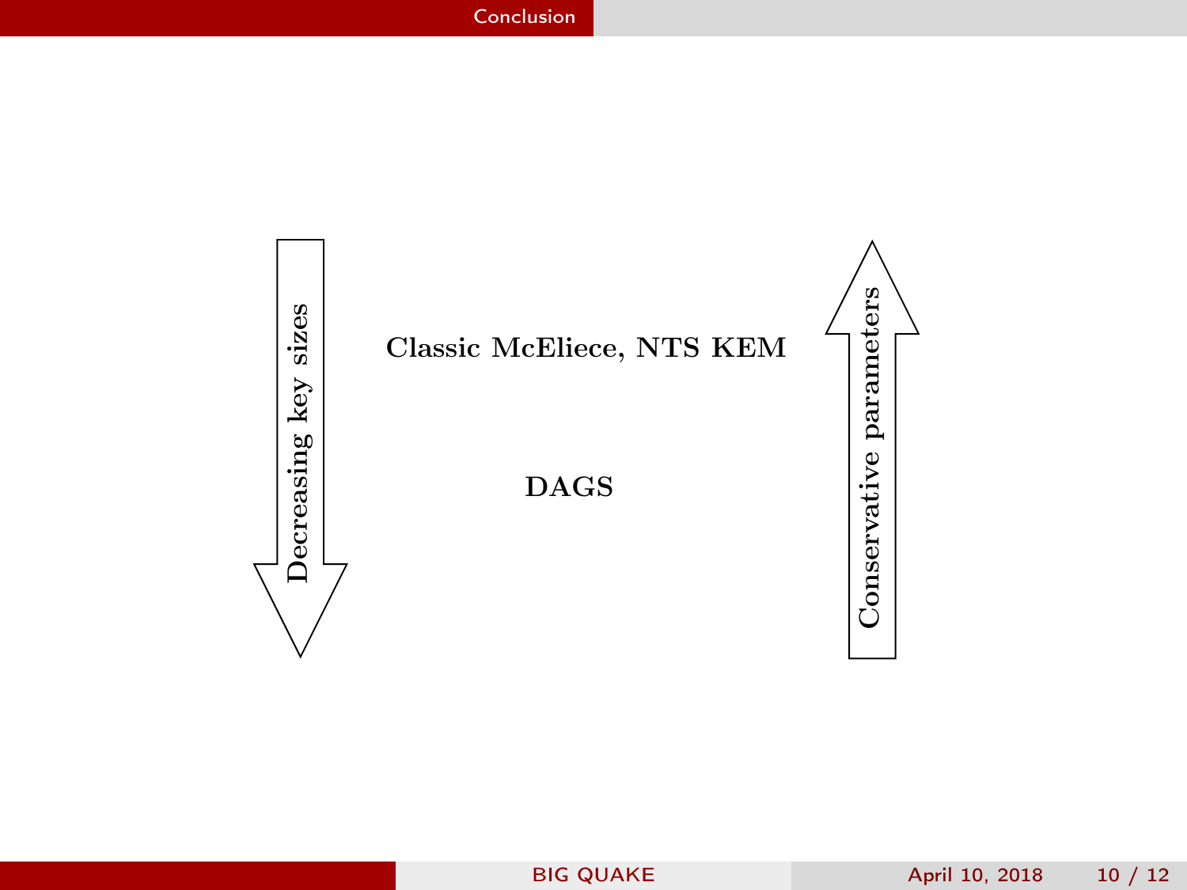Decreasing key sizes

**Classic McEliece, NTS KEM**

**DAGS**

Conservative parameters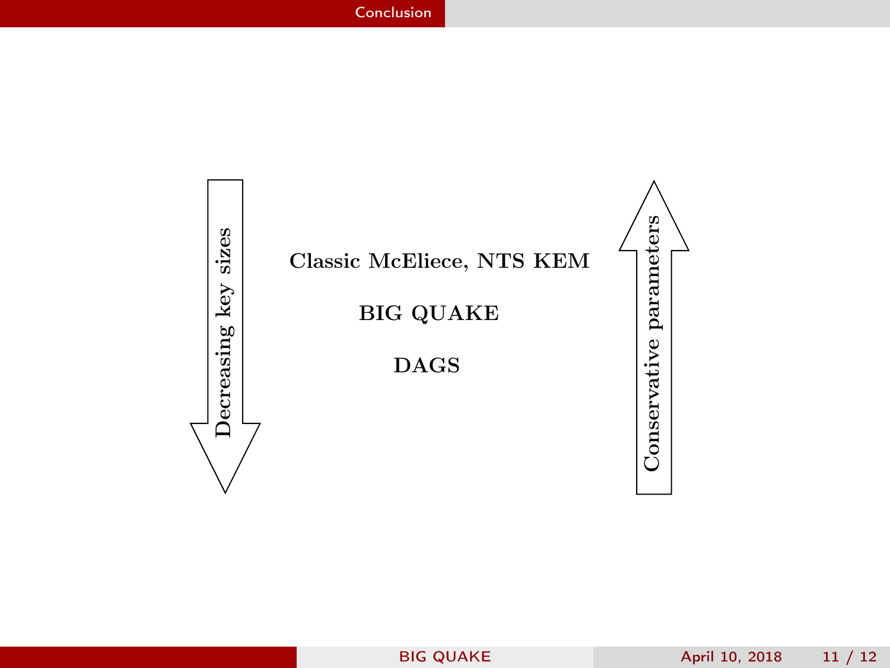# Conclusion

Decreasing key sizes

**Classic McEliece, NTS KEM**

**BIG QUAKE**

**DAGS**

Conservative parameters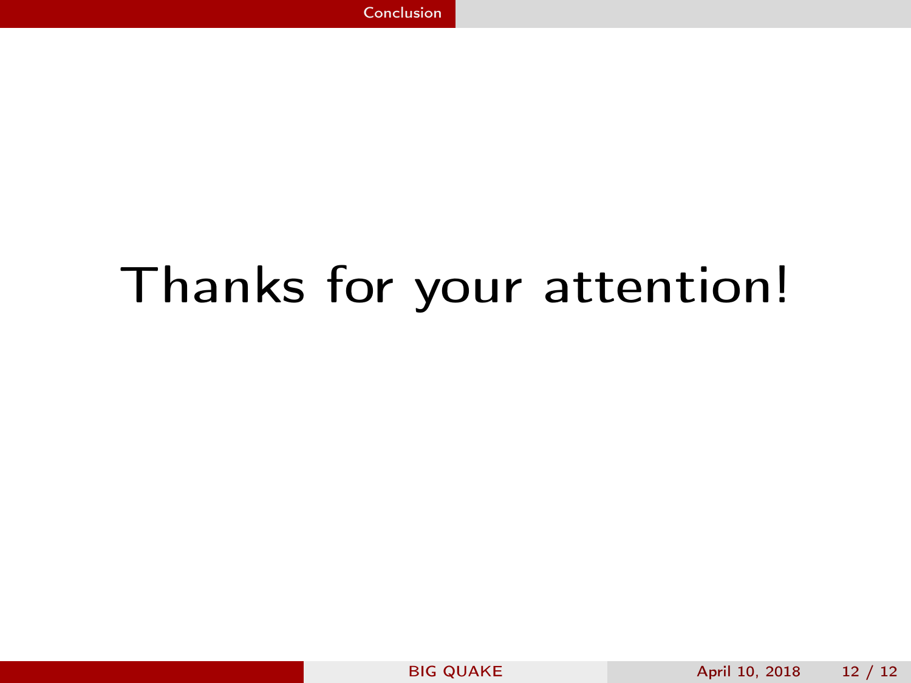Thanks for your attention!